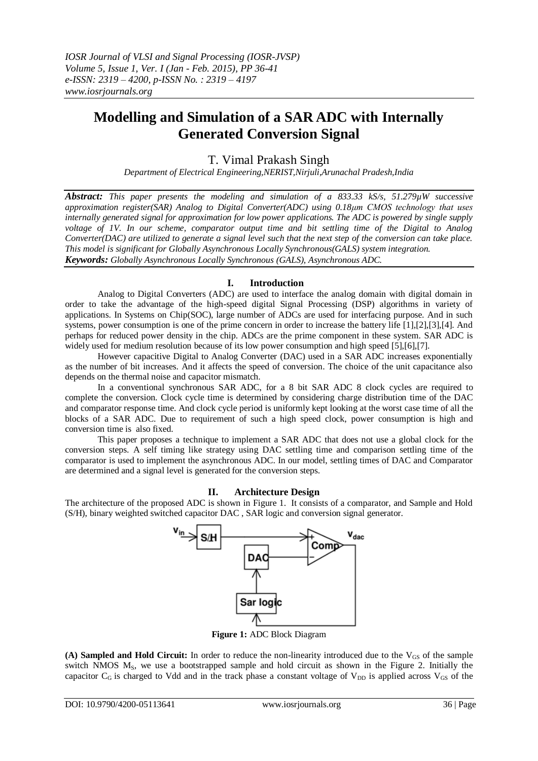# Modelling and Simulation of a SAR ADC with Internally Generated Conversion Signal

T. Vimal Prakash Singh

*Department of Electrical Engineering,NERIST,Nirjuli,Arunachal Pradesh,India*

***Abstract:*** *This paper presents the modeling and simulation of a 833.33 kS/s, 51.279μW successive approximation register(SAR) Analog to Digital Converter(ADC) using 0.18μm CMOS technology that uses internally generated signal for approximation for low power applications. The ADC is powered by single supply voltage of 1V. In our scheme, comparator output time and bit settling time of the Digital to Analog Converter(DAC) are utilized to generate a signal level such that the next step of the conversion can take place. This model is significant for Globally Asynchronous Locally Synchronous(GALS) system integration.*

***Keywords:*** *Globally Asynchronous Locally Synchronous (GALS), Asynchronous ADC.*

## I. Introduction

Analog to Digital Converters (ADC) are used to interface the analog domain with digital domain in order to take the advantage of the high-speed digital Signal Processing (DSP) algorithms in variety of applications. In Systems on Chip(SOC), large number of ADCs are used for interfacing purpose. And in such systems, power consumption is one of the prime concern in order to increase the battery life [1],[2],[3],[4]. And perhaps for reduced power density in the chip. ADCs are the prime component in these system. SAR ADC is widely used for medium resolution because of its low power consumption and high speed [5],[6],[7].

However capacitive Digital to Analog Converter (DAC) used in a SAR ADC increases exponentially as the number of bit increases. And it affects the speed of conversion. The choice of the unit capacitance also depends on the thermal noise and capacitor mismatch.

In a conventional synchronous SAR ADC, for a 8 bit SAR ADC 8 clock cycles are required to complete the conversion. Clock cycle time is determined by considering charge distribution time of the DAC and comparator response time. And clock cycle period is uniformly kept looking at the worst case time of all the blocks of a SAR ADC. Due to requirement of such a high speed clock, power consumption is high and conversion time is also fixed.

This paper proposes a technique to implement a SAR ADC that does not use a global clock for the conversion steps. A self timing like strategy using DAC settling time and comparison settling time of the comparator is used to implement the asynchronous ADC. In our model, settling times of DAC and Comparator are determined and a signal level is generated for the conversion steps.

## II. Architecture Design

The architecture of the proposed ADC is shown in Figure 1. It consists of a comparator, and Sample and Hold (S/H), binary weighted switched capacitor DAC , SAR logic and conversion signal generator.

**Figure 1:** ADC Block Diagram

**(A) Sampled and Hold Circuit:** In order to reduce the non-linearity introduced due to the $V_{GS}$ of the sample switch NMOS $M_S$, we use a bootstrapped sample and hold circuit as shown in the Figure 2. Initially the capacitor $C_G$ is charged to Vdd and in the track phase a constant voltage of $V_{DD}$ is applied across $V_{GS}$ of the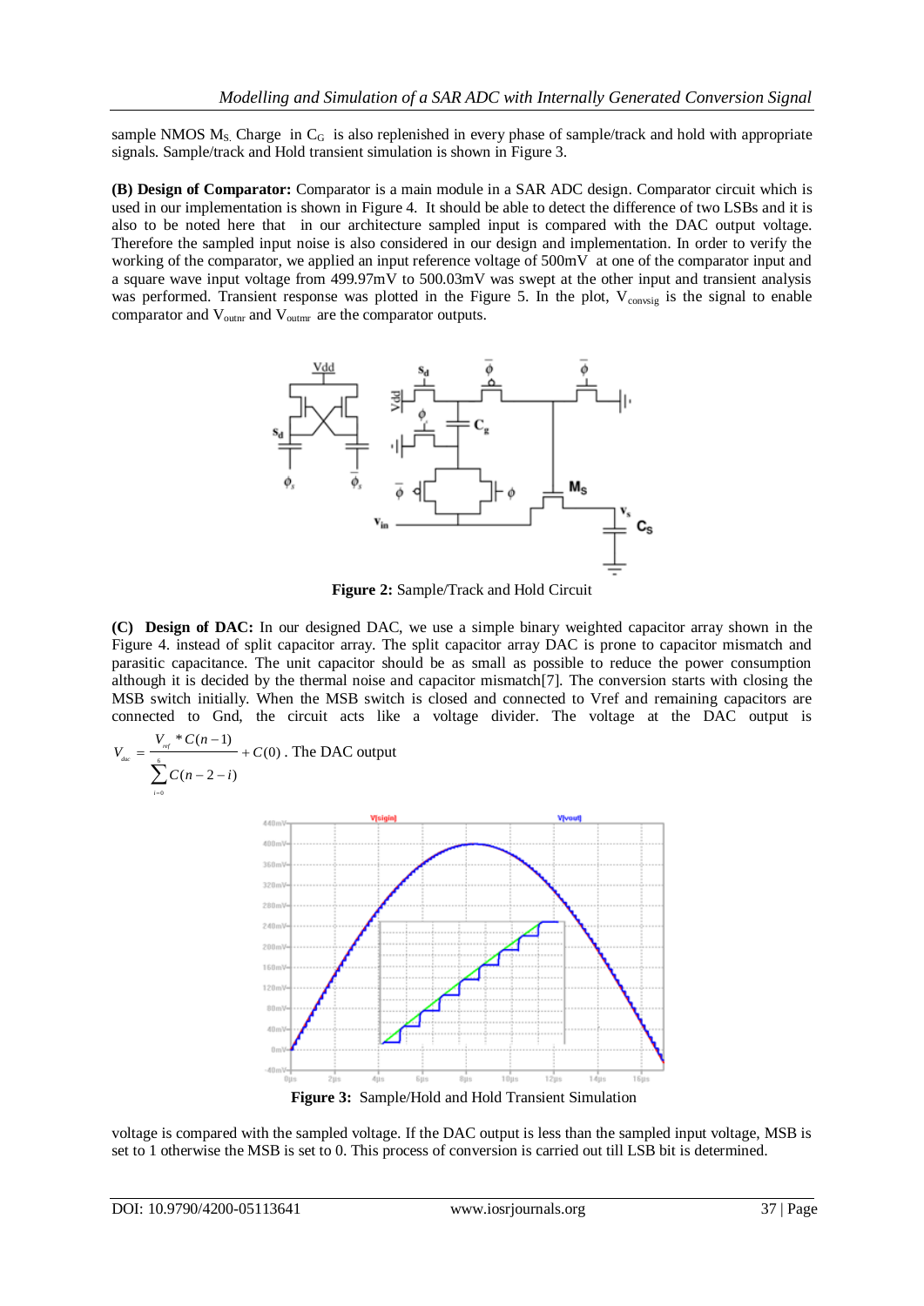sample NMOS $M_S$. Charge in $C_G$ is also replenished in every phase of sample/track and hold with appropriate signals. Sample/track and Hold transient simulation is shown in Figure 3.

**(B) Design of Comparator:** Comparator is a main module in a SAR ADC design. Comparator circuit which is used in our implementation is shown in Figure 4. It should be able to detect the difference of two LSBs and it is also to be noted here that in our architecture sampled input is compared with the DAC output voltage. Therefore the sampled input noise is also considered in our design and implementation. In order to verify the working of the comparator, we applied an input reference voltage of 500mV at one of the comparator input and a square wave input voltage from 499.97mV to 500.03mV was swept at the other input and transient analysis was performed. Transient response was plotted in the Figure 5. In the plot, $V_{convsig}$ is the signal to enable comparator and $V_{outnr}$ and $V_{outmr}$ are the comparator outputs.

**Figure 2:** Sample/Track and Hold Circuit

**(C) Design of DAC:** In our designed DAC, we use a simple binary weighted capacitor array shown in the Figure 4. instead of split capacitor array. The split capacitor array DAC is prone to capacitor mismatch and parasitic capacitance. The unit capacitor should be as small as possible to reduce the power consumption although it is decided by the thermal noise and capacitor mismatch[7]. The conversion starts with closing the MSB switch initially. When the MSB switch is closed and connected to Vref and remaining capacitors are connected to Gnd, the circuit acts like a voltage divider. The voltage at the DAC output is

$$V_{dac} = \frac{V_{ref} * C(n-1)}{\sum_{i=0}^{6} C(n-2-i)} + C(0)$$

. The DAC output

**Figure 3:** Sample/Hold and Hold Transient Simulation

voltage is compared with the sampled voltage. If the DAC output is less than the sampled input voltage, MSB is set to 1 otherwise the MSB is set to 0. This process of conversion is carried out till LSB bit is determined.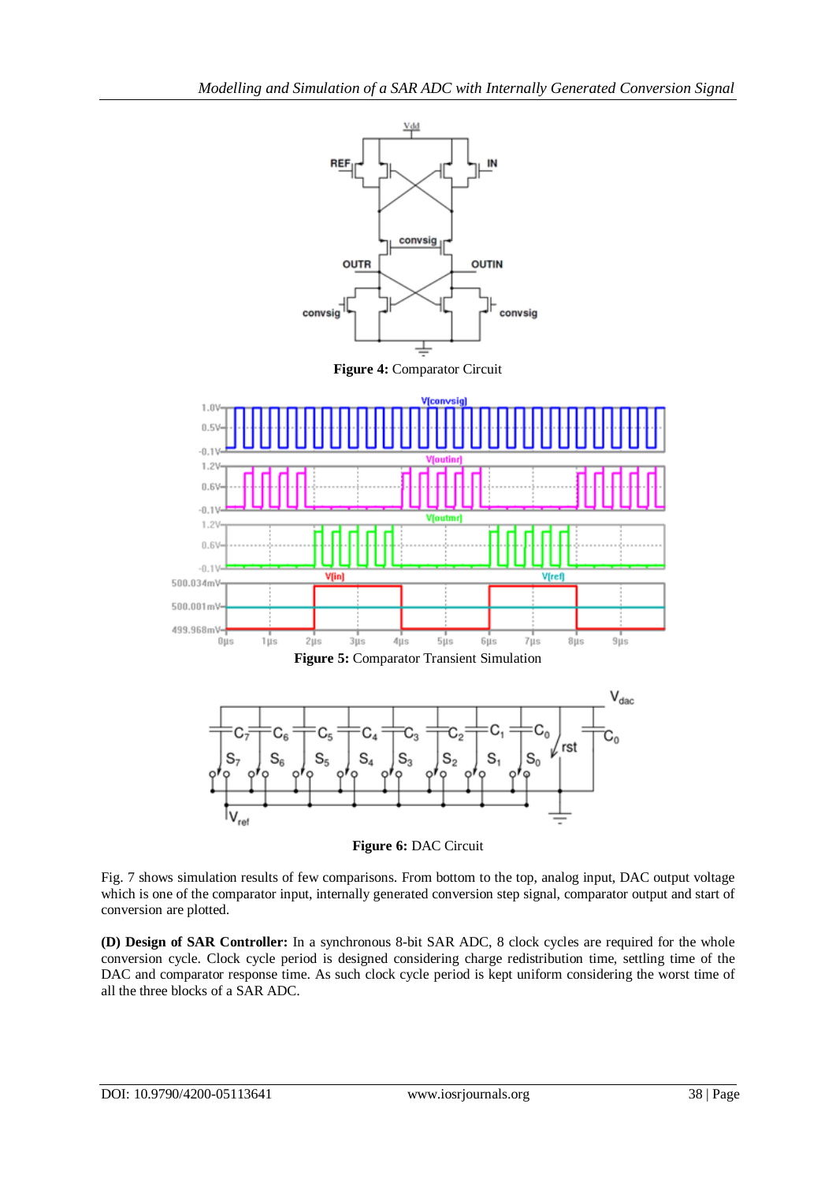**Figure 4:** Comparator Circuit

**Figure 5:** Comparator Transient Simulation

**Figure 6:** DAC Circuit

Fig. 7 shows simulation results of few comparisons. From bottom to the top, analog input, DAC output voltage which is one of the comparator input, internally generated conversion step signal, comparator output and start of conversion are plotted.

**(D) Design of SAR Controller:** In a synchronous 8-bit SAR ADC, 8 clock cycles are required for the whole conversion cycle. Clock cycle period is designed considering charge redistribution time, settling time of the DAC and comparator response time. As such clock cycle period is kept uniform considering the worst time of all the three blocks of a SAR ADC.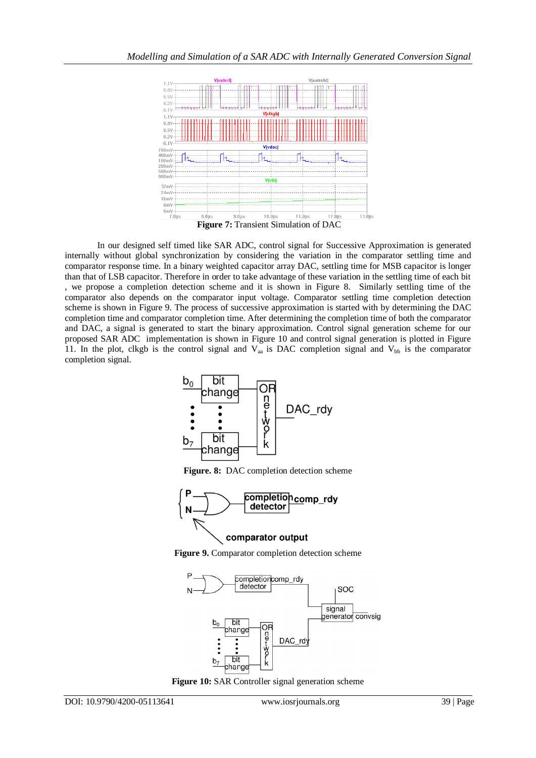**Figure 7:** Transient Simulation of DAC

In our designed self timed like SAR ADC, control signal for Successive Approximation is generated internally without global synchronization by considering the variation in the comparator settling time and comparator response time. In a binary weighted capacitor array DAC, settling time for MSB capacitor is longer than that of LSB capacitor. Therefore in order to take advantage of these variation in the settling time of each bit , we propose a completion detection scheme and it is shown in Figure 8. Similarly settling time of the comparator also depends on the comparator input voltage. Comparator settling time completion detection scheme is shown in Figure 9. The process of successive approximation is started with by determining the DAC completion time and comparator completion time. After determining the completion time of both the comparator and DAC, a signal is generated to start the binary approximation. Control signal generation scheme for our proposed SAR ADC implementation is shown in Figure 10 and control signal generation is plotted in Figure 11. In the plot, clkgb is the control signal and $V_{aa}$ is DAC completion signal and $V_{bb}$ is the comparator completion signal.

**Figure. 8:** DAC completion detection scheme

**Figure 9.** Comparator completion detection scheme

**Figure 10:** SAR Controller signal generation scheme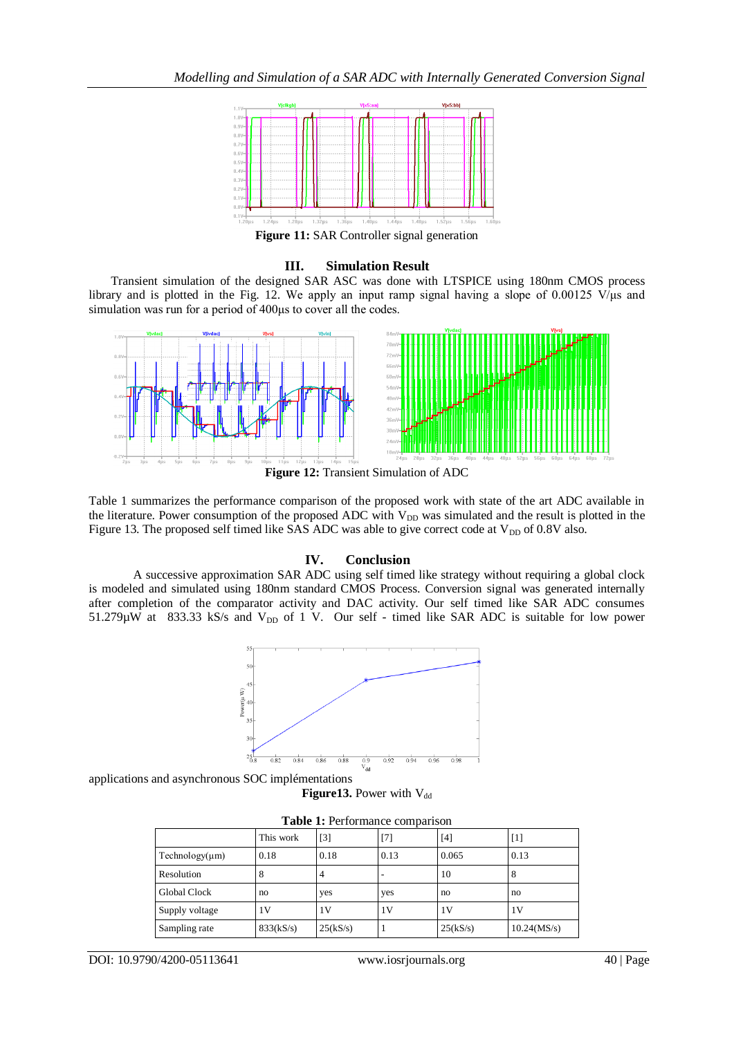**Figure 11:** SAR Controller signal generation

## III. Simulation Result

Transient simulation of the designed SAR ASC was done with LTSPICE using 180nm CMOS process library and is plotted in the Fig. 12. We apply an input ramp signal having a slope of 0.00125 V/µs and simulation was run for a period of 400µs to cover all the codes.

**Figure 12:** Transient Simulation of ADC

Table 1 summarizes the performance comparison of the proposed work with state of the art ADC available in the literature. Power consumption of the proposed ADC with $V_{DD}$ was simulated and the result is plotted in the Figure 13. The proposed self timed like SAS ADC was able to give correct code at $V_{DD}$ of 0.8V also.

## IV. Conclusion

A successive approximation SAR ADC using self timed like strategy without requiring a global clock is modeled and simulated using 180nm standard CMOS Process. Conversion signal was generated internally after completion of the comparator activity and DAC activity. Our self timed like SAR ADC consumes 51.279µW at 833.33 kS/s and $V_{DD}$ of 1 V. Our self - timed like SAR ADC is suitable for low power applications and asynchronous SOC implémentations

**Figure13.** Power with $V_{dd}$

**Table 1:** Performance comparison

| | This work | [3] | [7] | [4] | [1] |
|---|---|---|---|---|---|
| Technology(µm) | 0.18 | 0.18 | 0.13 | 0.065 | 0.13 |
| Resolution | 8 | 4 | - | 10 | 8 |
| Global Clock | no | yes | yes | no | no |
| Supply voltage | 1V | 1V | 1V | 1V | 1V |
| Sampling rate | 833(kS/s) | 25(kS/s) | 1 | 25(kS/s) | 10.24(MS/s) |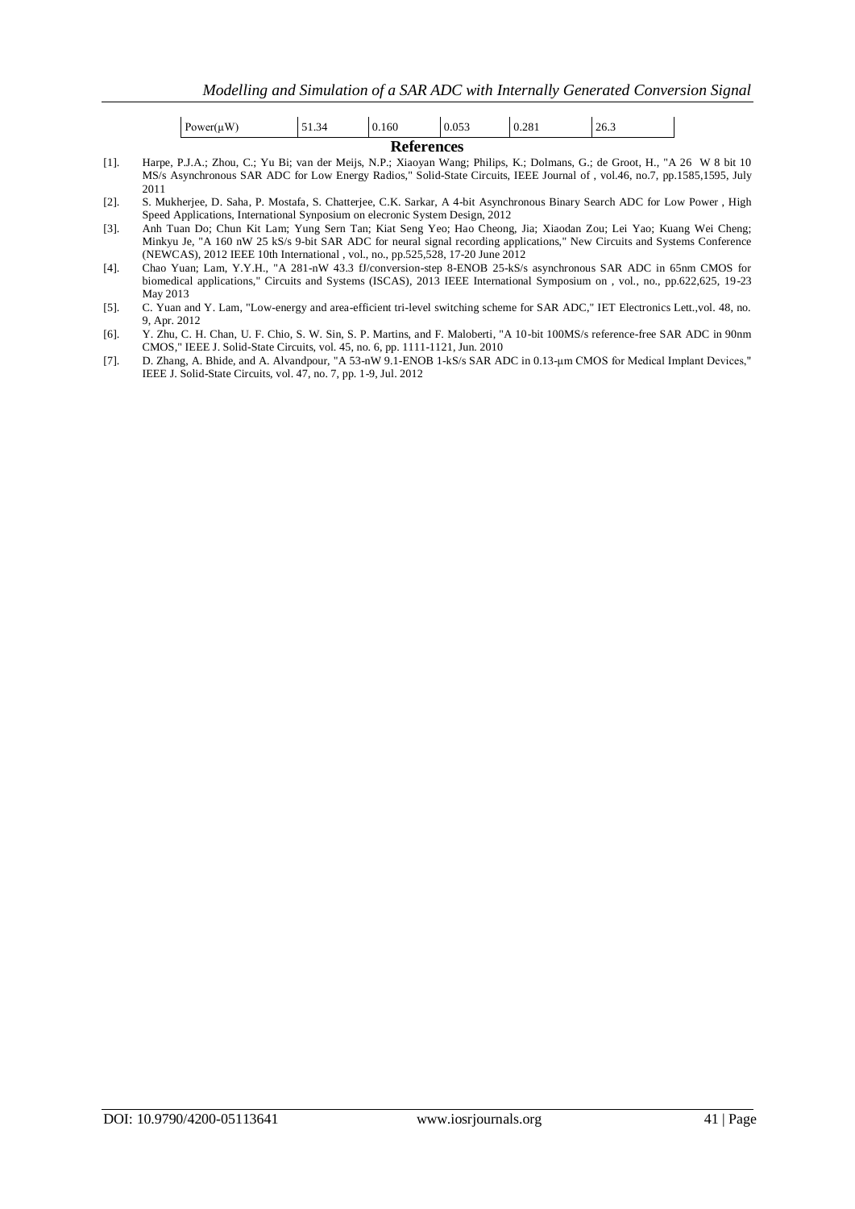| | | | | | |
|---|---|---|---|---|---|
| Power(μW) | 51.34 | 0.160 | 0.053 | 0.281 | 26.3 |

## References

[1]. Harpe, P.J.A.; Zhou, C.; Yu Bi; van der Meijs, N.P.; Xiaoyan Wang; Philips, K.; Dolmans, G.; de Groot, H., "A 26 W 8 bit 10 MS/s Asynchronous SAR ADC for Low Energy Radios," Solid-State Circuits, IEEE Journal of , vol.46, no.7, pp.1585,1595, July 2011

[2]. S. Mukherjee, D. Saha, P. Mostafa, S. Chatterjee, C.K. Sarkar, A 4-bit Asynchronous Binary Search ADC for Low Power , High Speed Applications, International Synposium on elecronic System Design, 2012

[3]. Anh Tuan Do; Chun Kit Lam; Yung Sern Tan; Kiat Seng Yeo; Hao Cheong, Jia; Xiaodan Zou; Lei Yao; Kuang Wei Cheng; Minkyu Je, "A 160 nW 25 kS/s 9-bit SAR ADC for neural signal recording applications," New Circuits and Systems Conference (NEWCAS), 2012 IEEE 10th International , vol., no., pp.525,528, 17-20 June 2012

[4]. Chao Yuan; Lam, Y.Y.H., "A 281-nW 43.3 fJ/conversion-step 8-ENOB 25-kS/s asynchronous SAR ADC in 65nm CMOS for biomedical applications," Circuits and Systems (ISCAS), 2013 IEEE International Symposium on , vol., no., pp.622,625, 19-23 May 2013

[5]. C. Yuan and Y. Lam, "Low-energy and area-efficient tri-level switching scheme for SAR ADC," IET Electronics Lett.,vol. 48, no. 9, Apr. 2012

[6]. Y. Zhu, C. H. Chan, U. F. Chio, S. W. Sin, S. P. Martins, and F. Maloberti, "A 10-bit 100MS/s reference-free SAR ADC in 90nm CMOS," IEEE J. Solid-State Circuits, vol. 45, no. 6, pp. 1111-1121, Jun. 2010

[7]. D. Zhang, A. Bhide, and A. Alvandpour, "A 53-nW 9.1-ENOB 1-kS/s SAR ADC in 0.13-μm CMOS for Medical Implant Devices," IEEE J. Solid-State Circuits, vol. 47, no. 7, pp. 1-9, Jul. 2012